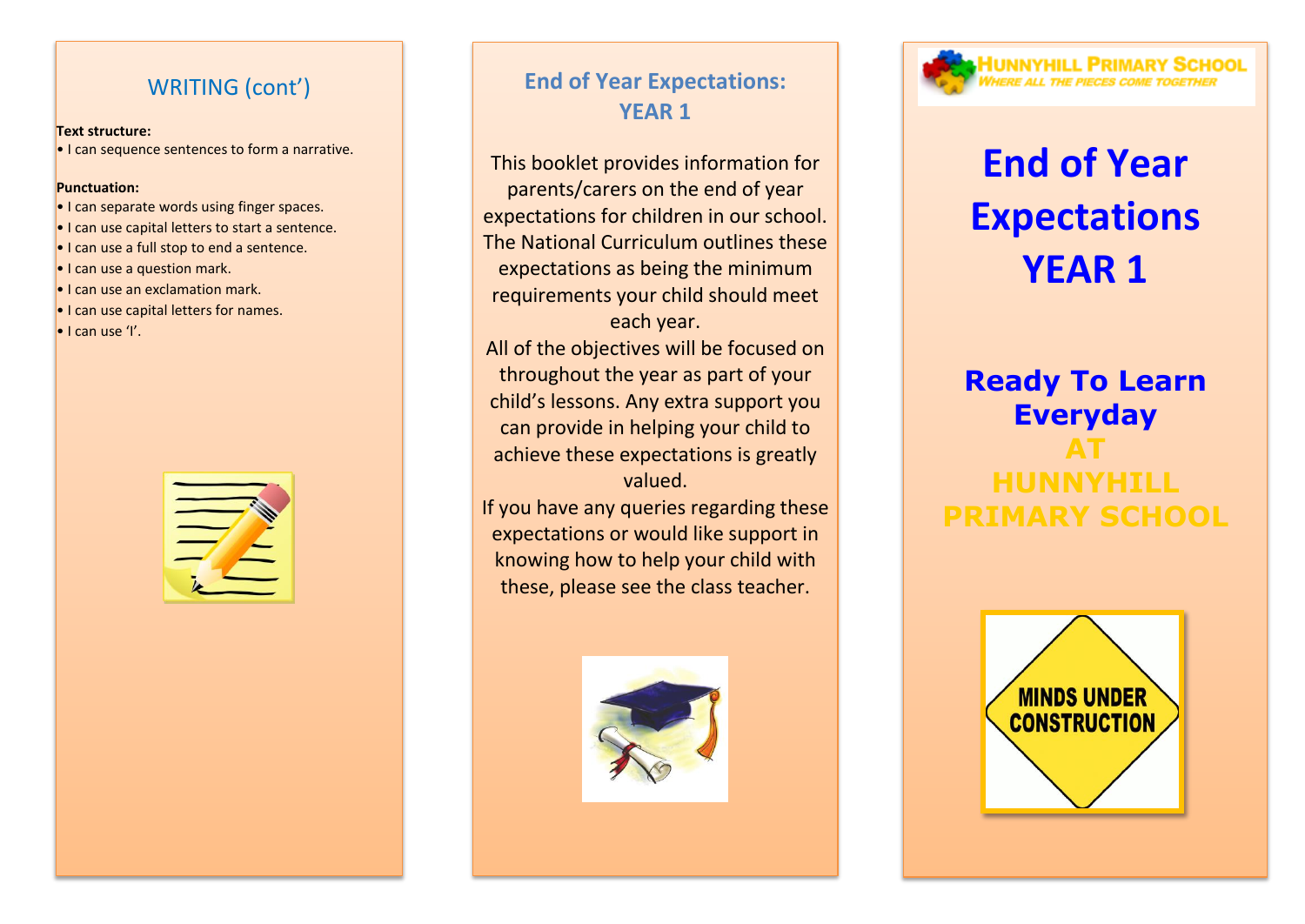## WRITING (cont')

**Text structure:**

• I can sequence sentences to form a narrative.

**Punctuation:**

• I can separate words using finger spaces.
• I can use capital letters to start a sentence.
• I can use a full stop to end a sentence.
• I can use a question mark.
• I can use an exclamation mark.
• I can use capital letters for names.
• I can use 'I'.

## End of Year Expectations: YEAR 1

This booklet provides information for parents/carers on the end of year expectations for children in our school. The National Curriculum outlines these expectations as being the minimum requirements your child should meet each year.

All of the objectives will be focused on throughout the year as part of your child's lessons. Any extra support you can provide in helping your child to achieve these expectations is greatly valued.

If you have any queries regarding these expectations or would like support in knowing how to help your child with these, please see the class teacher.

HUNNYHILL PRIMARY SCHOOL
*WHERE ALL THE PIECES COME TOGETHER*

# End of Year Expectations YEAR 1

**Ready To Learn Everyday AT HUNNYHILL PRIMARY SCHOOL**

MINDS UNDER CONSTRUCTION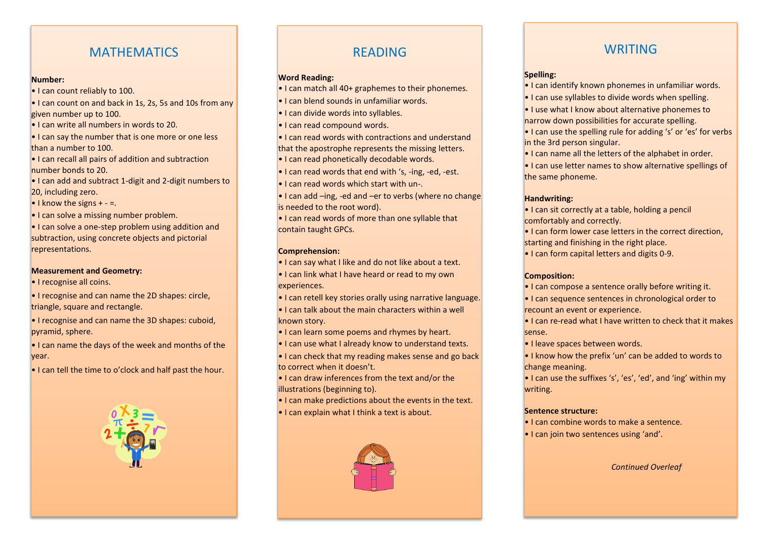## MATHEMATICS

**Number:**

- I can count reliably to 100.
- I can count on and back in 1s, 2s, 5s and 10s from any given number up to 100.
- I can write all numbers in words to 20.
- I can say the number that is one more or one less than a number to 100.
- I can recall all pairs of addition and subtraction number bonds to 20.
- I can add and subtract 1-digit and 2-digit numbers to 20, including zero.
- I know the signs + - =.
- I can solve a missing number problem.
- I can solve a one-step problem using addition and subtraction, using concrete objects and pictorial representations.

**Measurement and Geometry:**

- I recognise all coins.
- I recognise and can name the 2D shapes: circle, triangle, square and rectangle.
- I recognise and can name the 3D shapes: cuboid, pyramid, sphere.
- I can name the days of the week and months of the year.
- I can tell the time to o'clock and half past the hour.

## READING

**Word Reading:**

- I can match all 40+ graphemes to their phonemes.
- I can blend sounds in unfamiliar words.
- I can divide words into syllables.
- I can read compound words.
- I can read words with contractions and understand that the apostrophe represents the missing letters.
- I can read phonetically decodable words.
- I can read words that end with 's, -ing, -ed, -est.
- I can read words which start with un-.
- I can add –ing, -ed and –er to verbs (where no change is needed to the root word).
- I can read words of more than one syllable that contain taught GPCs.

**Comprehension:**

- I can say what I like and do not like about a text.
- I can link what I have heard or read to my own experiences.
- I can retell key stories orally using narrative language.
- I can talk about the main characters within a well known story.
- I can learn some poems and rhymes by heart.
- I can use what I already know to understand texts.
- I can check that my reading makes sense and go back to correct when it doesn't.
- I can draw inferences from the text and/or the illustrations (beginning to).
- I can make predictions about the events in the text.
- I can explain what I think a text is about.

## WRITING

**Spelling:**

- I can identify known phonemes in unfamiliar words.
- I can use syllables to divide words when spelling.
- I use what I know about alternative phonemes to narrow down possibilities for accurate spelling.
- I can use the spelling rule for adding 's' or 'es' for verbs in the 3rd person singular.
- I can name all the letters of the alphabet in order.
- I can use letter names to show alternative spellings of the same phoneme.

**Handwriting:**

- I can sit correctly at a table, holding a pencil comfortably and correctly.
- I can form lower case letters in the correct direction, starting and finishing in the right place.
- I can form capital letters and digits 0-9.

**Composition:**

- I can compose a sentence orally before writing it.
- I can sequence sentences in chronological order to recount an event or experience.
- I can re-read what I have written to check that it makes sense.
- I leave spaces between words.
- I know how the prefix 'un' can be added to words to change meaning.
- I can use the suffixes 's', 'es', 'ed', and 'ing' within my writing.

**Sentence structure:**

- I can combine words to make a sentence.
- I can join two sentences using 'and'.

*Continued Overleaf*